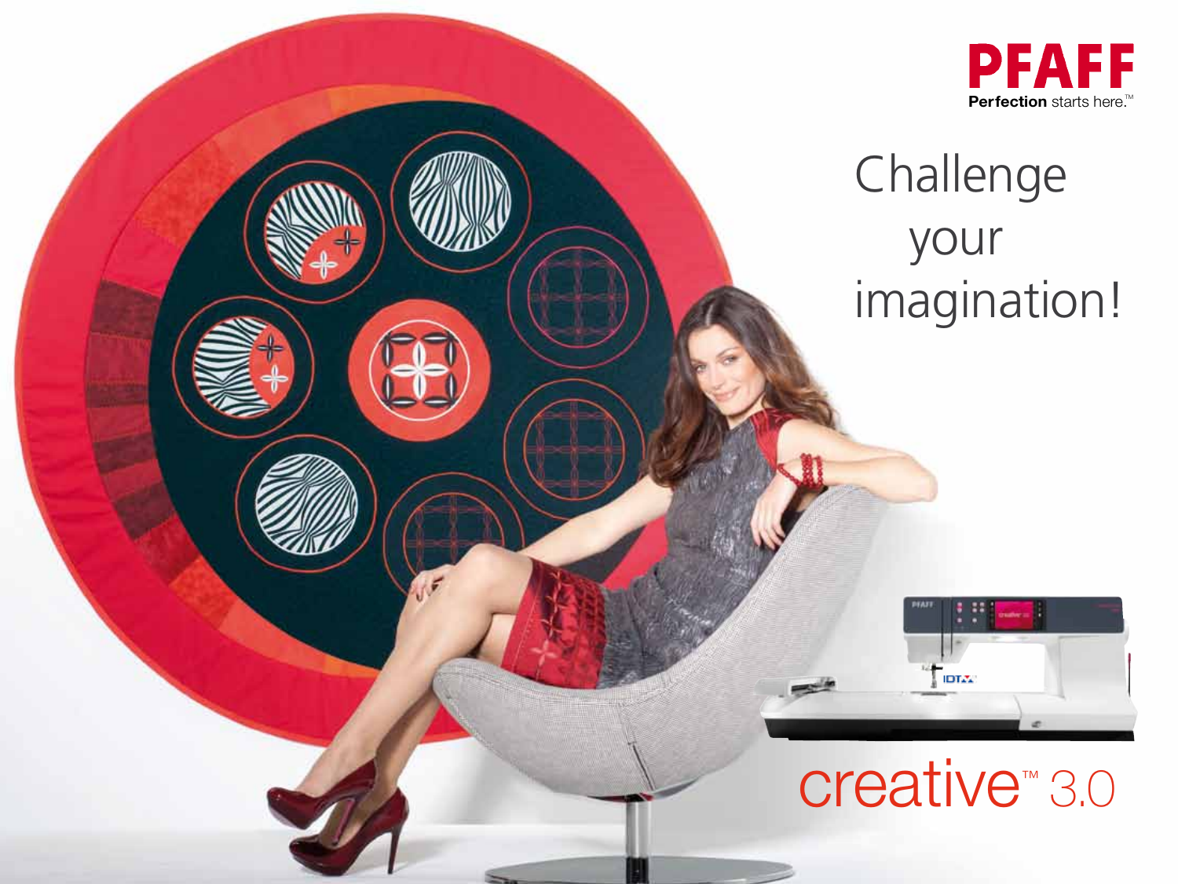# PFAFF

**Perfection** starts here.™

Challenge your imagination!

creative™ 3.0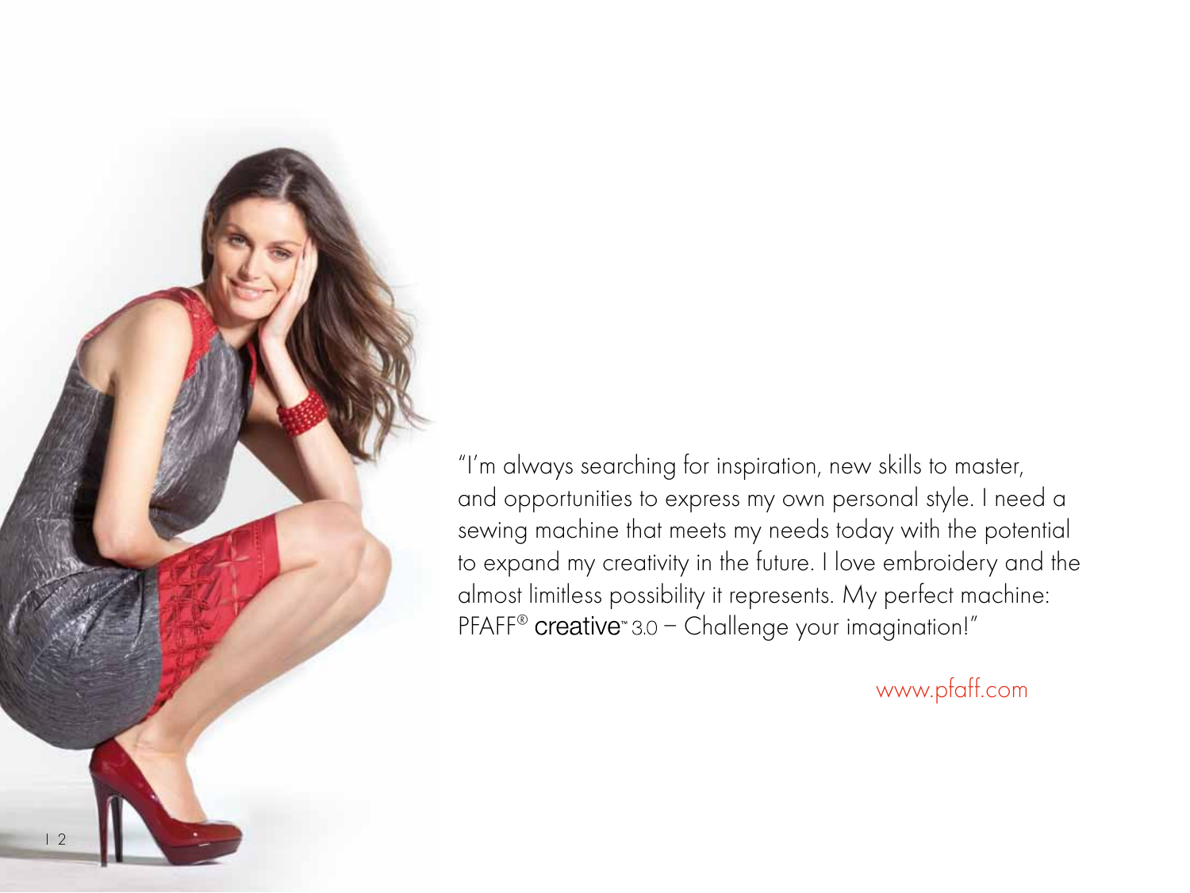"I'm always searching for inspiration, new skills to master, and opportunities to express my own personal style. I need a sewing machine that meets my needs today with the potential to expand my creativity in the future. I love embroidery and the almost limitless possibility it represents. My perfect machine: PFAFF® creative™ 3.0 – Challenge your imagination!"

www.pfaff.com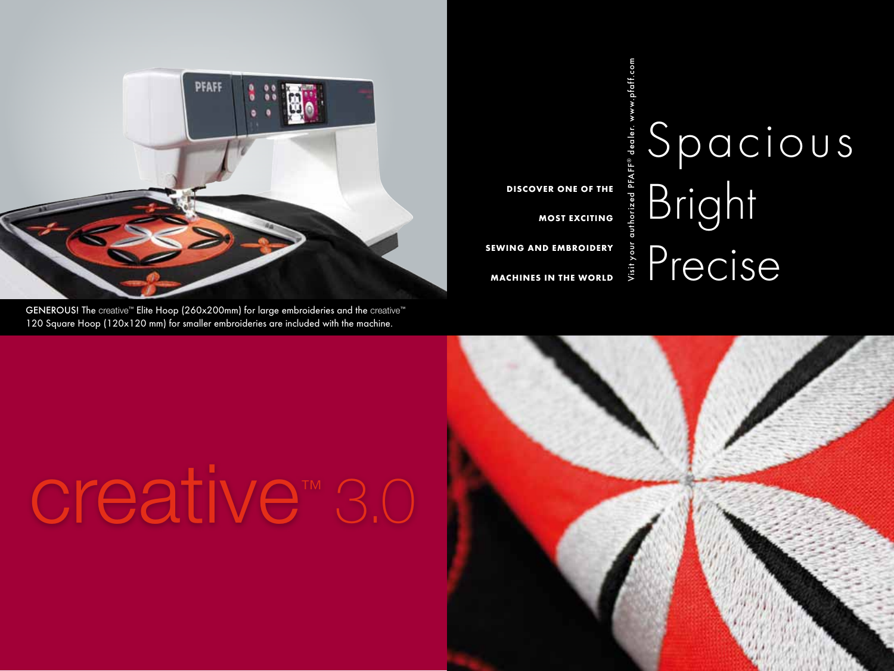GENEROUS! The creative™ Elite Hoop (260x200mm) for large embroideries and the creative™ 120 Square Hoop (120x120 mm) for smaller embroideries are included with the machine.

**DISCOVER ONE OF THE MOST EXCITING SEWING AND EMBROIDERY MACHINES IN THE WORLD**

Visit your authorized PFAFF® dealer. www.pfaff.com

# Spacious Bright Precise

# creative™ 3.0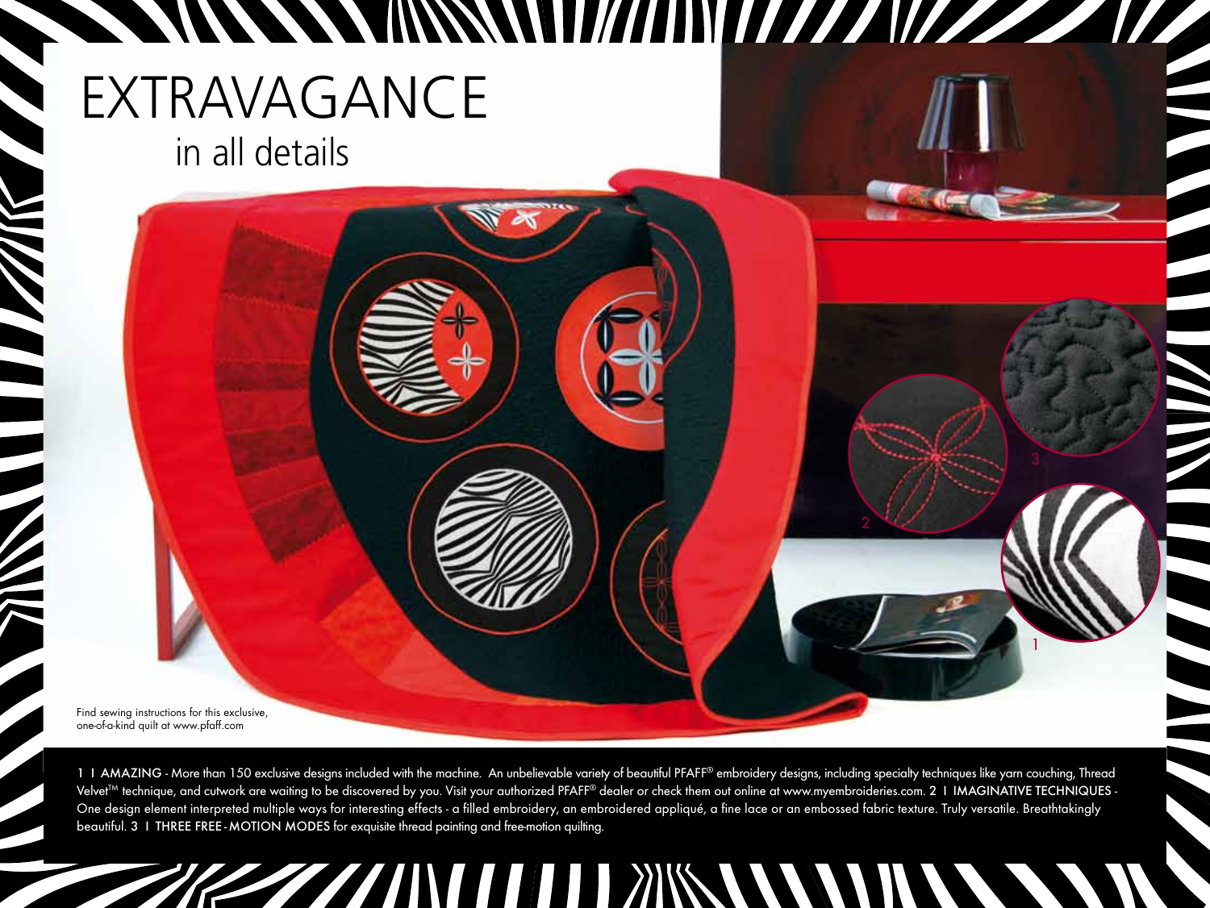# EXTRAVAGANCE

## in all details

Find sewing instructions for this exclusive, one-of-a-kind quilt at www.pfaff.com

1 I **AMAZING** - More than 150 exclusive designs included with the machine. An unbelievable variety of beautiful PFAFF® embroidery designs, including specialty techniques like yarn couching, Thread Velvet™ technique, and cutwork are waiting to be discovered by you. Visit your authorized PFAFF® dealer or check them out online at www.myembroideries.com. 2 I **IMAGINATIVE TECHNIQUES** - One design element interpreted multiple ways for interesting effects - a filled embroidery, an embroidered appliqué, a fine lace or an embossed fabric texture. Truly versatile. Breathtakingly beautiful. 3 I **THREE FREE-MOTION MODES** for exquisite thread painting and free-motion quilting.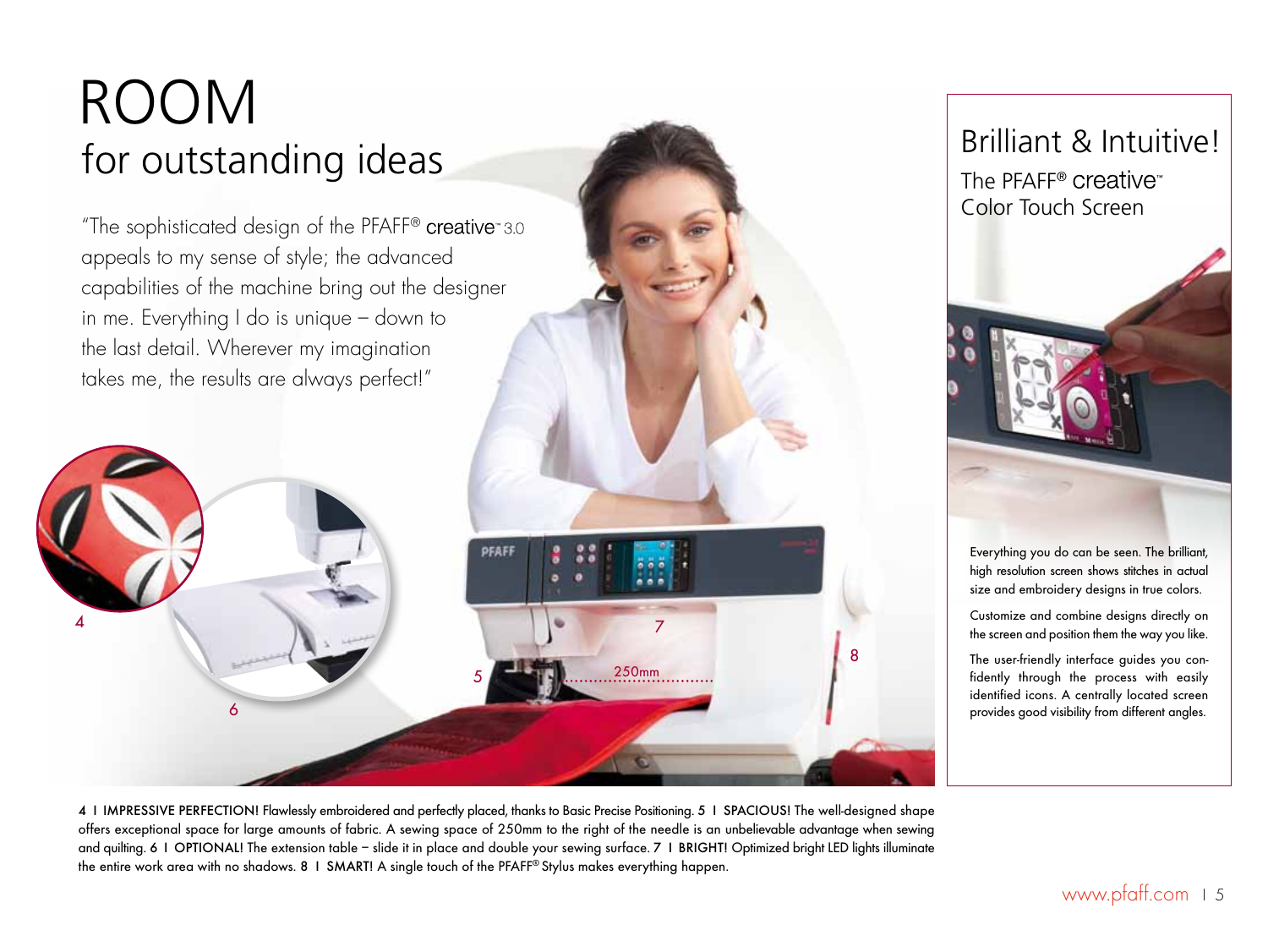# ROOM
## for outstanding ideas

"The sophisticated design of the PFAFF® creative™ 3.0 appeals to my sense of style; the advanced capabilities of the machine bring out the designer in me. Everything I do is unique – down to the last detail. Wherever my imagination takes me, the results are always perfect!"

4 I **IMPRESSIVE PERFECTION!** Flawlessly embroidered and perfectly placed, thanks to Basic Precise Positioning. 5 I **SPACIOUS!** The well-designed shape offers exceptional space for large amounts of fabric. A sewing space of 250mm to the right of the needle is an unbelievable advantage when sewing and quilting. 6 I **OPTIONAL!** The extension table – slide it in place and double your sewing surface. 7 I **BRIGHT!** Optimized bright LED lights illuminate the entire work area with no shadows. 8 I **SMART!** A single touch of the PFAFF® Stylus makes everything happen.

## Brilliant & Intuitive!

### The PFAFF® creative™ Color Touch Screen

Everything you do can be seen. The brilliant, high resolution screen shows stitches in actual size and embroidery designs in true colors.

Customize and combine designs directly on the screen and position them the way you like.

The user-friendly interface guides you confidently through the process with easily identified icons. A centrally located screen provides good visibility from different angles.

www.pfaff.com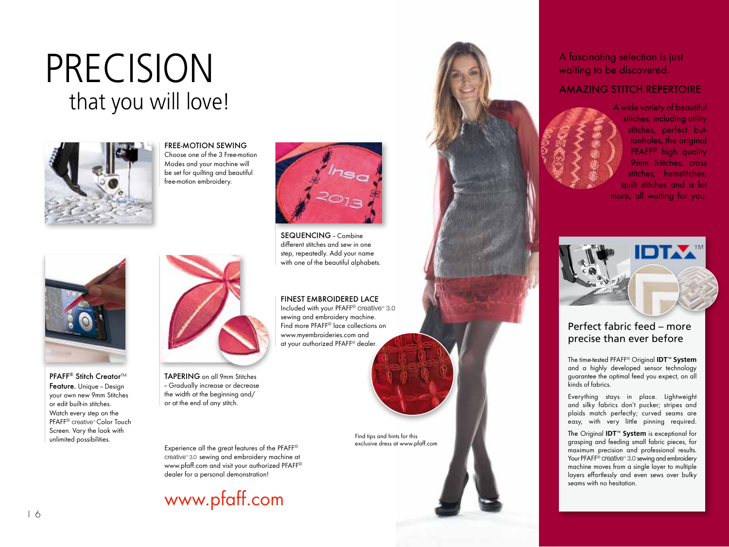# PRECISION
## that you will love!

**FREE-MOTION SEWING**
Choose one of the 3 Free-motion Modes and your machine will be set for quilting and beautiful free-motion embroidery.

**SEQUENCING** – Combine different stitches and sew in one step, repeatedly. Add your name with one of the beautiful alphabets.

**FINEST EMBROIDERED LACE**
Included with your PFAFF® creative™ 3.0 sewing and embroidery machine. Find more PFAFF® lace collections on www.myembroideries.com and at your authorized PFAFF® dealer.

**PFAFF® Stitch Creator™ Feature.** Unique – Design your own new 9mm Stitches or edit built-in stitches. Watch every step on the PFAFF® creative™ Color Touch Screen. Vary the look with unlimited possibilities.

**TAPERING** on all 9mm Stitches – Gradually increase or decrease the width at the beginning and/or at the end of any stitch.

Experience all the great features of the PFAFF® creative™ 3.0 sewing and embroidery machine at www.pfaff.com and visit your authorized PFAFF® dealer for a personal demonstration!

www.pfaff.com

Find tips and hints for this exclusive dress at www.pfaff.com

A fascinating selection is just waiting to be discovered.

**AMAZING STITCH REPERTOIRE**

A wide variety of beautiful stitches, including utility stitches, perfect buttonholes, the original PFAFF® high quality 9mm Stitches, cross stitches, hemstitches, quilt stitches and a lot more, all waiting for you.

IDT™

## Perfect fabric feed – more precise than ever before

The time-tested PFAFF® Original **IDT™ System** and a highly developed sensor technology guarantee the optimal feed you expect, on all kinds of fabrics.

Everything stays in place. Lightweight and silky fabrics don't pucker; stripes and plaids match perfectly; curved seams are easy, with very little pinning required.

The Original **IDT™ System** is exceptional for grasping and feeding small fabric pieces, for maximum precision and professional results. Your PFAFF® creative™ 3.0 sewing and embroidery machine moves from a single layer to multiple layers effortlessly and even sews over bulky seams with no hesitation.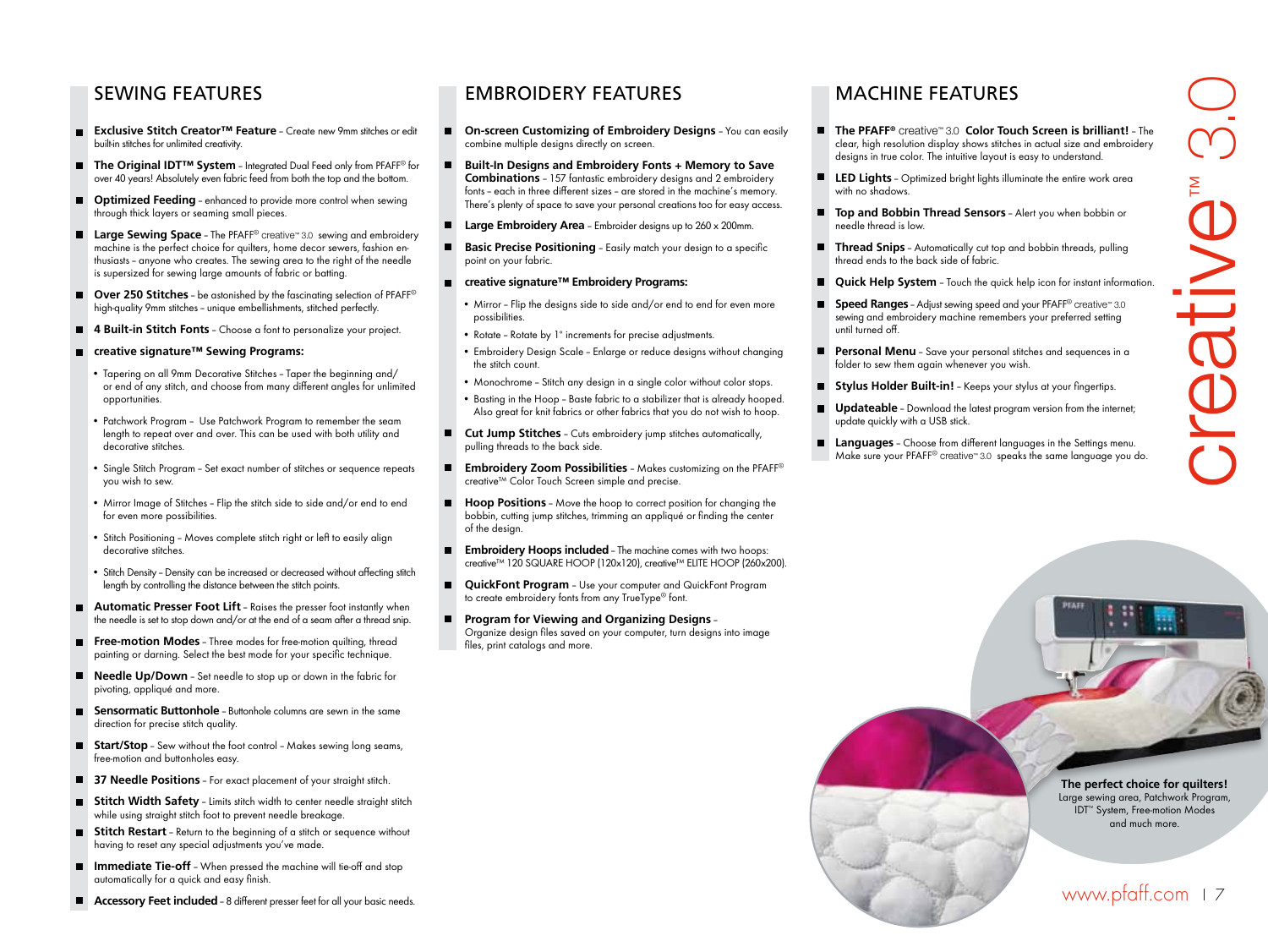## SEWING FEATURES

- **Exclusive Stitch Creator™ Feature** – Create new 9mm stitches or edit built-in stitches for unlimited creativity.
- **The Original IDT™ System** – Integrated Dual Feed only from PFAFF® for over 40 years! Absolutely even fabric feed from both the top and the bottom.
- **Optimized Feeding** – enhanced to provide more control when sewing through thick layers or seaming small pieces.
- **Large Sewing Space** – The PFAFF® creative™ 3.0 sewing and embroidery machine is the perfect choice for quilters, home decor sewers, fashion enthusiasts – anyone who creates. The sewing area to the right of the needle is supersized for sewing large amounts of fabric or batting.
- **Over 250 Stitches** – be astonished by the fascinating selection of PFAFF® high-quality 9mm stitches – unique embellishments, stitched perfectly.
- **4 Built-in Stitch Fonts** – Choose a font to personalize your project.
- **creative signature™ Sewing Programs:**
  - Tapering on all 9mm Decorative Stitches – Taper the beginning and/or end of any stitch, and choose from many different angles for unlimited opportunities.
  - Patchwork Program – Use Patchwork Program to remember the seam length to repeat over and over. This can be used with both utility and decorative stitches.
  - Single Stitch Program – Set exact number of stitches or sequence repeats you wish to sew.
  - Mirror Image of Stitches – Flip the stitch side to side and/or end to end for even more possibilities.
  - Stitch Positioning – Moves complete stitch right or left to easily align decorative stitches.
  - Stitch Density – Density can be increased or decreased without affecting stitch length by controlling the distance between the stitch points.
- **Automatic Presser Foot Lift** – Raises the presser foot instantly when the needle is set to stop down and/or at the end of a seam after a thread snip.
- **Free-motion Modes** – Three modes for free-motion quilting, thread painting or darning. Select the best mode for your specific technique.
- **Needle Up/Down** – Set needle to stop up or down in the fabric for pivoting, appliqué and more.
- **Sensormatic Buttonhole** – Buttonhole columns are sewn in the same direction for precise stitch quality.
- **Start/Stop** – Sew without the foot control – Makes sewing long seams, free-motion and buttonholes easy.
- **37 Needle Positions** – For exact placement of your straight stitch.
- **Stitch Width Safety** – Limits stitch width to center needle straight stitch while using straight stitch foot to prevent needle breakage.
- **Stitch Restart** – Return to the beginning of a stitch or sequence without having to reset any special adjustments you've made.
- **Immediate Tie-off** – When pressed the machine will tie-off and stop automatically for a quick and easy finish.
- **Accessory Feet included** – 8 different presser feet for all your basic needs.

## EMBROIDERY FEATURES

- **On-screen Customizing of Embroidery Designs** – You can easily combine multiple designs directly on screen.
- **Built-In Designs and Embroidery Fonts + Memory to Save Combinations** – 157 fantastic embroidery designs and 2 embroidery fonts – each in three different sizes – are stored in the machine's memory. There's plenty of space to save your personal creations too for easy access.
- **Large Embroidery Area** – Embroider designs up to 260 x 200mm.
- **Basic Precise Positioning** – Easily match your design to a specific point on your fabric.
- **creative signature™ Embroidery Programs:**
  - Mirror – Flip the designs side to side and/or end to end for even more possibilities.
  - Rotate – Rotate by 1° increments for precise adjustments.
  - Embroidery Design Scale – Enlarge or reduce designs without changing the stitch count.
  - Monochrome – Stitch any design in a single color without color stops.
  - Basting in the Hoop – Baste fabric to a stabilizer that is already hooped. Also great for knit fabrics or other fabrics that you do not wish to hoop.
- **Cut Jump Stitches** – Cuts embroidery jump stitches automatically, pulling threads to the back side.
- **Embroidery Zoom Possibilities** – Makes customizing on the PFAFF® creative™ Color Touch Screen simple and precise.
- **Hoop Positions** – Move the hoop to correct position for changing the bobbin, cutting jump stitches, trimming an appliqué or finding the center of the design.
- **Embroidery Hoops included** – The machine comes with two hoops: creative™ 120 SQUARE HOOP (120x120), creative™ ELITE HOOP (260x200).
- **QuickFont Program** – Use your computer and QuickFont Program to create embroidery fonts from any TrueType® font.
- **Program for Viewing and Organizing Designs** – Organize design files saved on your computer, turn designs into image files, print catalogs and more.

## MACHINE FEATURES

- **The PFAFF® creative™ 3.0 Color Touch Screen is brilliant!** – The clear, high resolution display shows stitches in actual size and embroidery designs in true color. The intuitive layout is easy to understand.
- **LED Lights** – Optimized bright lights illuminate the entire work area with no shadows.
- **Top and Bobbin Thread Sensors** – Alert you when bobbin or needle thread is low.
- **Thread Snips** – Automatically cut top and bobbin threads, pulling thread ends to the back side of fabric.
- **Quick Help System** – Touch the quick help icon for instant information.
- **Speed Ranges** – Adjust sewing speed and your PFAFF® creative™ 3.0 sewing and embroidery machine remembers your preferred setting until turned off.
- **Personal Menu** – Save your personal stitches and sequences in a folder to sew them again whenever you wish.
- **Stylus Holder Built-in!** – Keeps your stylus at your fingertips.
- **Updateable** – Download the latest program version from the internet; update quickly with a USB stick.
- **Languages** – Choose from different languages in the Settings menu. Make sure your PFAFF® creative™ 3.0 speaks the same language you do.

creative™ 3.0

**The perfect choice for quilters!**
Large sewing area, Patchwork Program, IDT™ System, Free-motion Modes and much more.

www.pfaff.com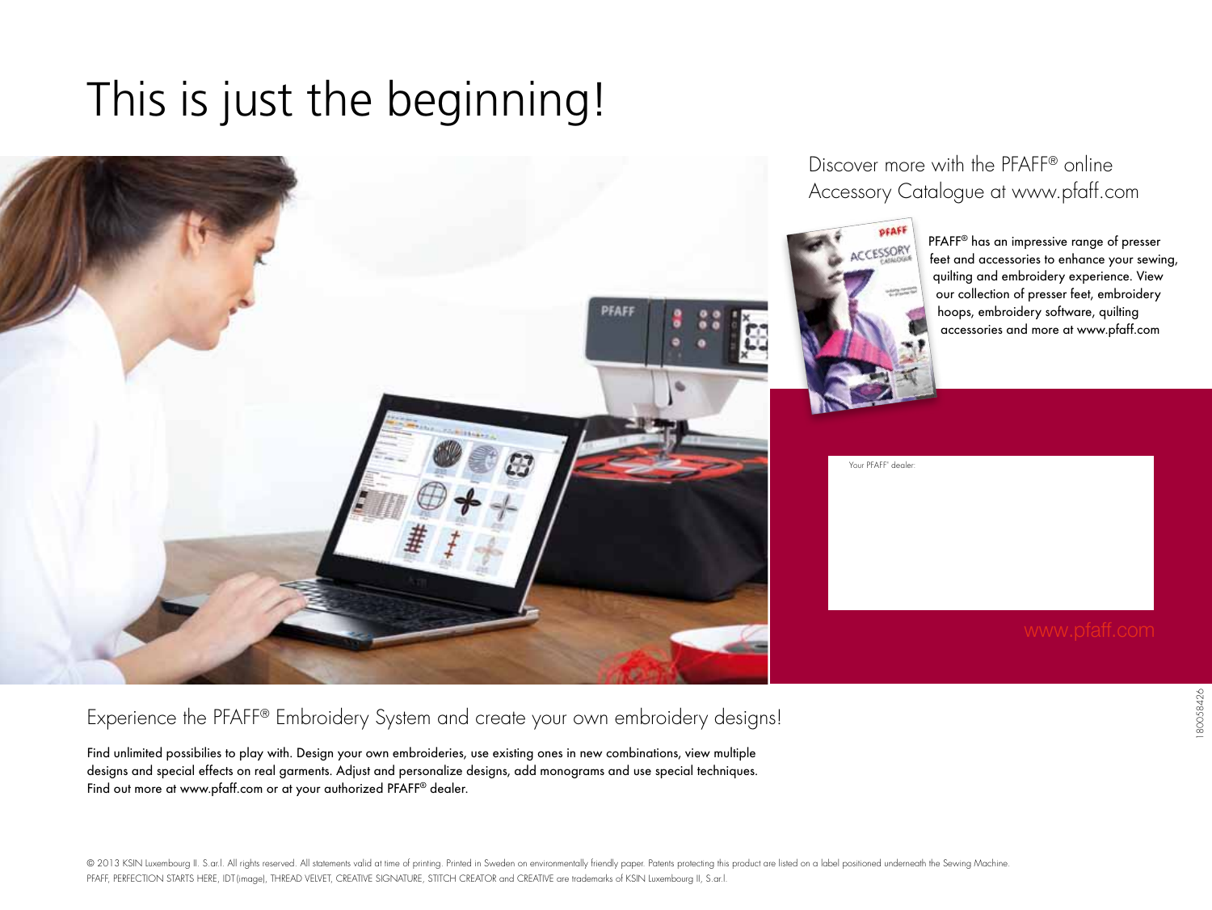# This is just the beginning!

Discover more with the PFAFF® online Accessory Catalogue at www.pfaff.com

PFAFF® has an impressive range of presser feet and accessories to enhance your sewing, quilting and embroidery experience. View our collection of presser feet, embroidery hoops, embroidery software, quilting accessories and more at www.pfaff.com

Your PFAFF® dealer:

www.pfaff.com

## Experience the PFAFF® Embroidery System and create your own embroidery designs!

Find unlimited possibilies to play with. Design your own embroideries, use existing ones in new combinations, view multiple designs and special effects on real garments. Adjust and personalize designs, add monograms and use special techniques. Find out more at www.pfaff.com or at your authorized PFAFF® dealer.

180058426

© 2013 KSIN Luxembourg II. S.ar.l. All rights reserved. All statements valid at time of printing. Printed in Sweden on environmentally friendly paper. Patents protecting this product are listed on a label positioned underneath the Sewing Machine.
PFAFF, PERFECTION STARTS HERE, IDT(image), THREAD VELVET, CREATIVE SIGNATURE, STITCH CREATOR and CREATIVE are trademarks of KSIN Luxembourg II, S.ar.l.